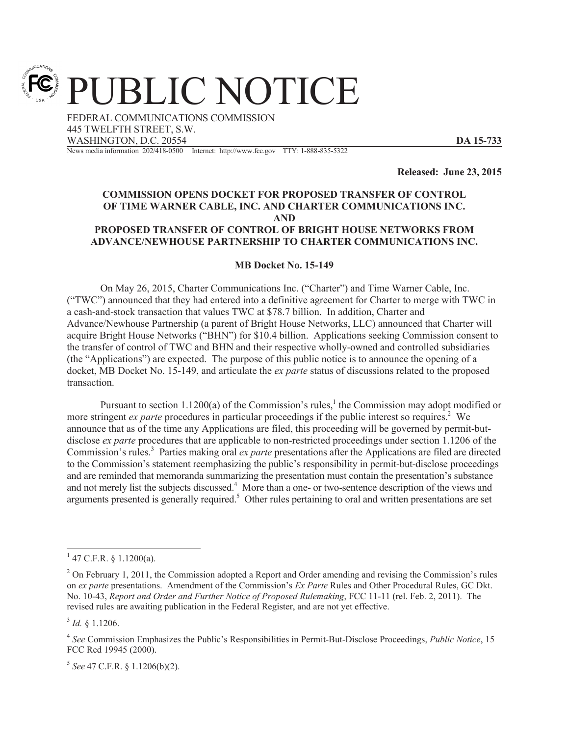# PUBLIC NOTICE

FEDERAL COMMUNICATIONS COMMISSION
445 TWELFTH STREET, S.W.
WASHINGTON, D.C. 20554

**DA 15-733**

News media information 202/418-0500 Internet: http://www.fcc.gov TTY: 1-888-835-5322

**Released: June 23, 2015**

**COMMISSION OPENS DOCKET FOR PROPOSED TRANSFER OF CONTROL OF TIME WARNER CABLE, INC. AND CHARTER COMMUNICATIONS INC.**
**AND**
**PROPOSED TRANSFER OF CONTROL OF BRIGHT HOUSE NETWORKS FROM ADVANCE/NEWHOUSE PARTNERSHIP TO CHARTER COMMUNICATIONS INC.**

**MB Docket No. 15-149**

On May 26, 2015, Charter Communications Inc. ("Charter") and Time Warner Cable, Inc. ("TWC") announced that they had entered into a definitive agreement for Charter to merge with TWC in a cash-and-stock transaction that values TWC at $78.7 billion. In addition, Charter and Advance/Newhouse Partnership (a parent of Bright House Networks, LLC) announced that Charter will acquire Bright House Networks ("BHN") for $10.4 billion. Applications seeking Commission consent to the transfer of control of TWC and BHN and their respective wholly-owned and controlled subsidiaries (the "Applications") are expected. The purpose of this public notice is to announce the opening of a docket, MB Docket No. 15-149, and articulate the *ex parte* status of discussions related to the proposed transaction.

Pursuant to section 1.1200(a) of the Commission's rules,[1] the Commission may adopt modified or more stringent *ex parte* procedures in particular proceedings if the public interest so requires.[2] We announce that as of the time any Applications are filed, this proceeding will be governed by permit-but-disclose *ex parte* procedures that are applicable to non-restricted proceedings under section 1.1206 of the Commission's rules.[3] Parties making oral *ex parte* presentations after the Applications are filed are directed to the Commission's statement reemphasizing the public's responsibility in permit-but-disclose proceedings and are reminded that memoranda summarizing the presentation must contain the presentation's substance and not merely list the subjects discussed.[4] More than a one- or two-sentence description of the views and arguments presented is generally required.[5] Other rules pertaining to oral and written presentations are set

---

[1] 47 C.F.R. § 1.1200(a).

[2] On February 1, 2011, the Commission adopted a Report and Order amending and revising the Commission's rules on *ex parte* presentations. Amendment of the Commission's *Ex Parte* Rules and Other Procedural Rules, GC Dkt. No. 10-43, *Report and Order and Further Notice of Proposed Rulemaking*, FCC 11-11 (rel. Feb. 2, 2011). The revised rules are awaiting publication in the Federal Register, and are not yet effective.

[3] *Id.* § 1.1206.

[4] *See* Commission Emphasizes the Public's Responsibilities in Permit-But-Disclose Proceedings, *Public Notice*, 15 FCC Rcd 19945 (2000).

[5] *See* 47 C.F.R. § 1.1206(b)(2).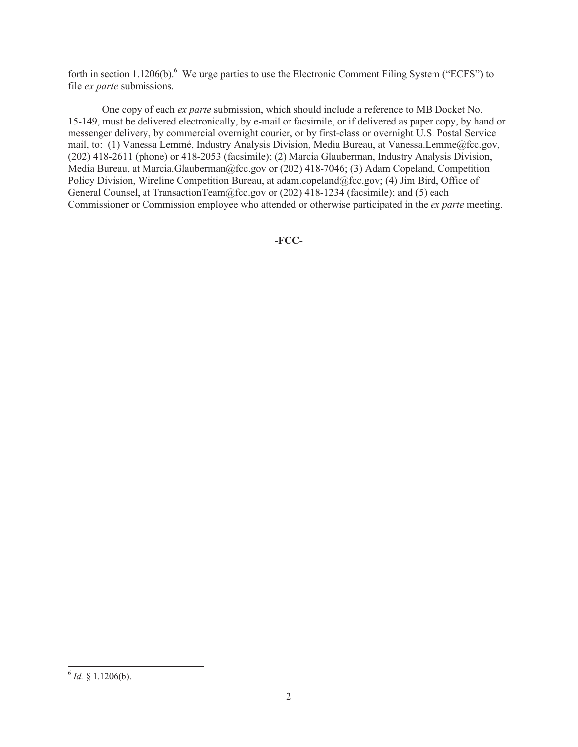forth in section 1.1206(b).[6] We urge parties to use the Electronic Comment Filing System ("ECFS") to file *ex parte* submissions.

One copy of each *ex parte* submission, which should include a reference to MB Docket No. 15-149, must be delivered electronically, by e-mail or facsimile, or if delivered as paper copy, by hand or messenger delivery, by commercial overnight courier, or by first-class or overnight U.S. Postal Service mail, to: (1) Vanessa Lemmé, Industry Analysis Division, Media Bureau, at Vanessa.Lemme@fcc.gov, (202) 418-2611 (phone) or 418-2053 (facsimile); (2) Marcia Glauberman, Industry Analysis Division, Media Bureau, at Marcia.Glauberman@fcc.gov or (202) 418-7046; (3) Adam Copeland, Competition Policy Division, Wireline Competition Bureau, at adam.copeland@fcc.gov; (4) Jim Bird, Office of General Counsel, at TransactionTeam@fcc.gov or (202) 418-1234 (facsimile); and (5) each Commissioner or Commission employee who attended or otherwise participated in the *ex parte* meeting.

**-FCC-**

---

[6] *Id.* § 1.1206(b).